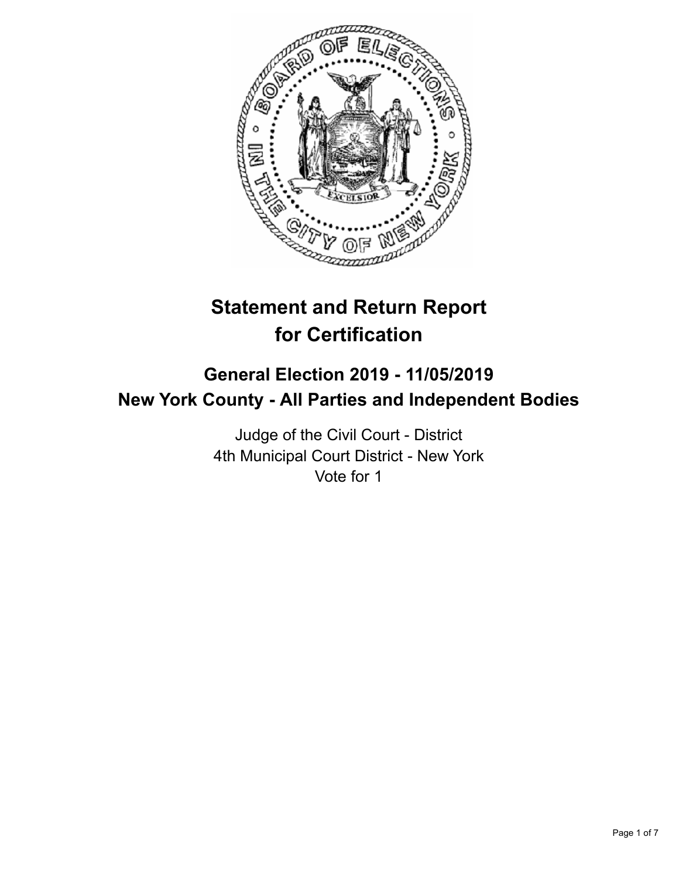# Statement and Return Report for Certification

## General Election 2019 - 11/05/2019
## New York County - All Parties and Independent Bodies

Judge of the Civil Court - District
4th Municipal Court District - New York
Vote for 1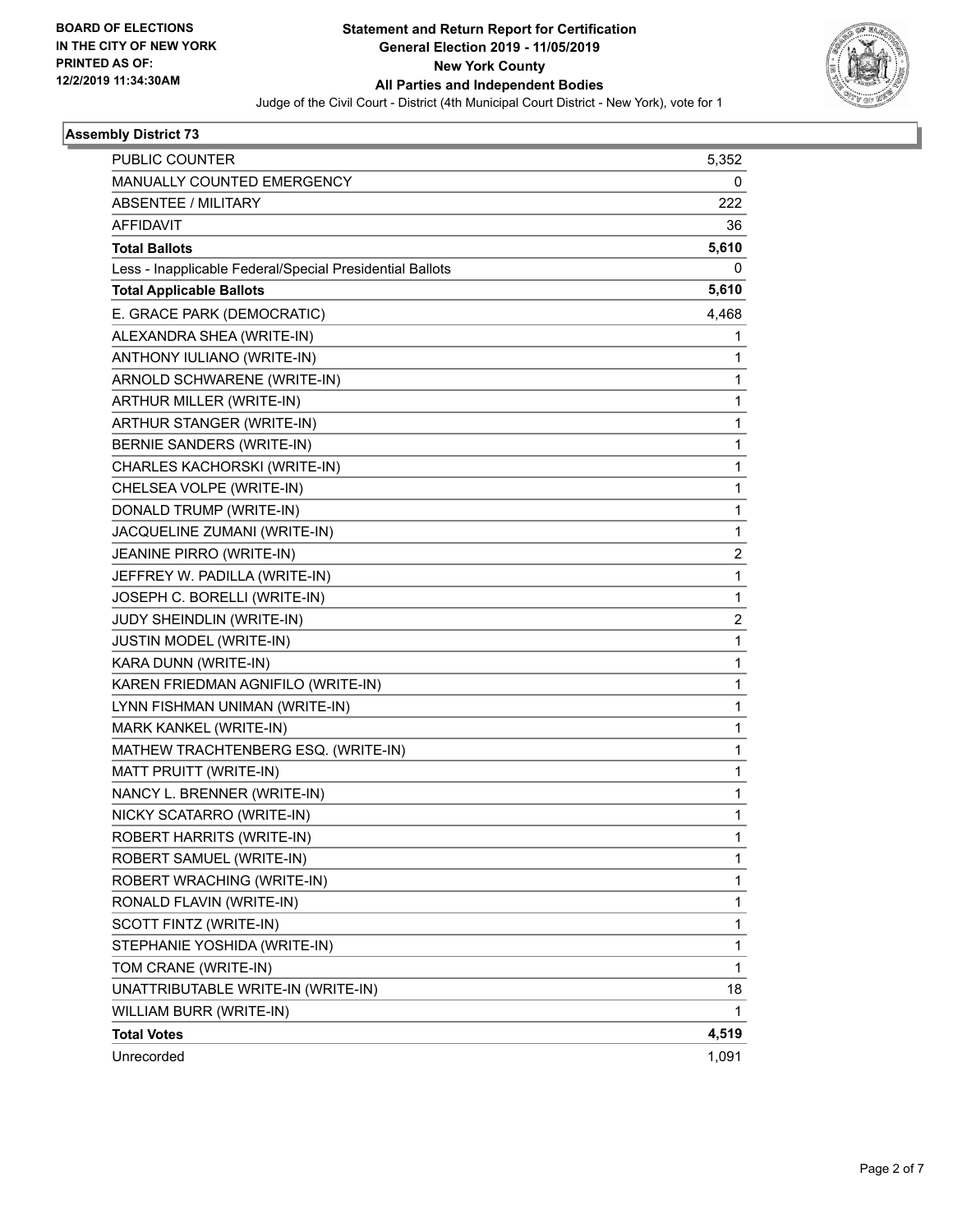BOARD OF ELECTIONS
IN THE CITY OF NEW YORK
PRINTED AS OF:
12/2/2019 11:34:30AM

**Statement and Return Report for Certification**
**General Election 2019 - 11/05/2019**
**New York County**
**All Parties and Independent Bodies**
Judge of the Civil Court - District (4th Municipal Court District - New York), vote for 1

## Assembly District 73

| | |
|---|---|
| PUBLIC COUNTER | 5,352 |
| MANUALLY COUNTED EMERGENCY | 0 |
| ABSENTEE / MILITARY | 222 |
| AFFIDAVIT | 36 |
| **Total Ballots** | **5,610** |
| Less - Inapplicable Federal/Special Presidential Ballots | 0 |
| **Total Applicable Ballots** | **5,610** |
| E. GRACE PARK (DEMOCRATIC) | 4,468 |
| ALEXANDRA SHEA (WRITE-IN) | 1 |
| ANTHONY IULIANO (WRITE-IN) | 1 |
| ARNOLD SCHWARENE (WRITE-IN) | 1 |
| ARTHUR MILLER (WRITE-IN) | 1 |
| ARTHUR STANGER (WRITE-IN) | 1 |
| BERNIE SANDERS (WRITE-IN) | 1 |
| CHARLES KACHORSKI (WRITE-IN) | 1 |
| CHELSEA VOLPE (WRITE-IN) | 1 |
| DONALD TRUMP (WRITE-IN) | 1 |
| JACQUELINE ZUMANI (WRITE-IN) | 1 |
| JEANINE PIRRO (WRITE-IN) | 2 |
| JEFFREY W. PADILLA (WRITE-IN) | 1 |
| JOSEPH C. BORELLI (WRITE-IN) | 1 |
| JUDY SHEINDLIN (WRITE-IN) | 2 |
| JUSTIN MODEL (WRITE-IN) | 1 |
| KARA DUNN (WRITE-IN) | 1 |
| KAREN FRIEDMAN AGNIFILO (WRITE-IN) | 1 |
| LYNN FISHMAN UNIMAN (WRITE-IN) | 1 |
| MARK KANKEL (WRITE-IN) | 1 |
| MATHEW TRACHTENBERG ESQ. (WRITE-IN) | 1 |
| MATT PRUITT (WRITE-IN) | 1 |
| NANCY L. BRENNER (WRITE-IN) | 1 |
| NICKY SCATARRO (WRITE-IN) | 1 |
| ROBERT HARRITS (WRITE-IN) | 1 |
| ROBERT SAMUEL (WRITE-IN) | 1 |
| ROBERT WRACHING (WRITE-IN) | 1 |
| RONALD FLAVIN (WRITE-IN) | 1 |
| SCOTT FINTZ (WRITE-IN) | 1 |
| STEPHANIE YOSHIDA (WRITE-IN) | 1 |
| TOM CRANE (WRITE-IN) | 1 |
| UNATTRIBUTABLE WRITE-IN (WRITE-IN) | 18 |
| WILLIAM BURR (WRITE-IN) | 1 |
| **Total Votes** | **4,519** |
| Unrecorded | 1,091 |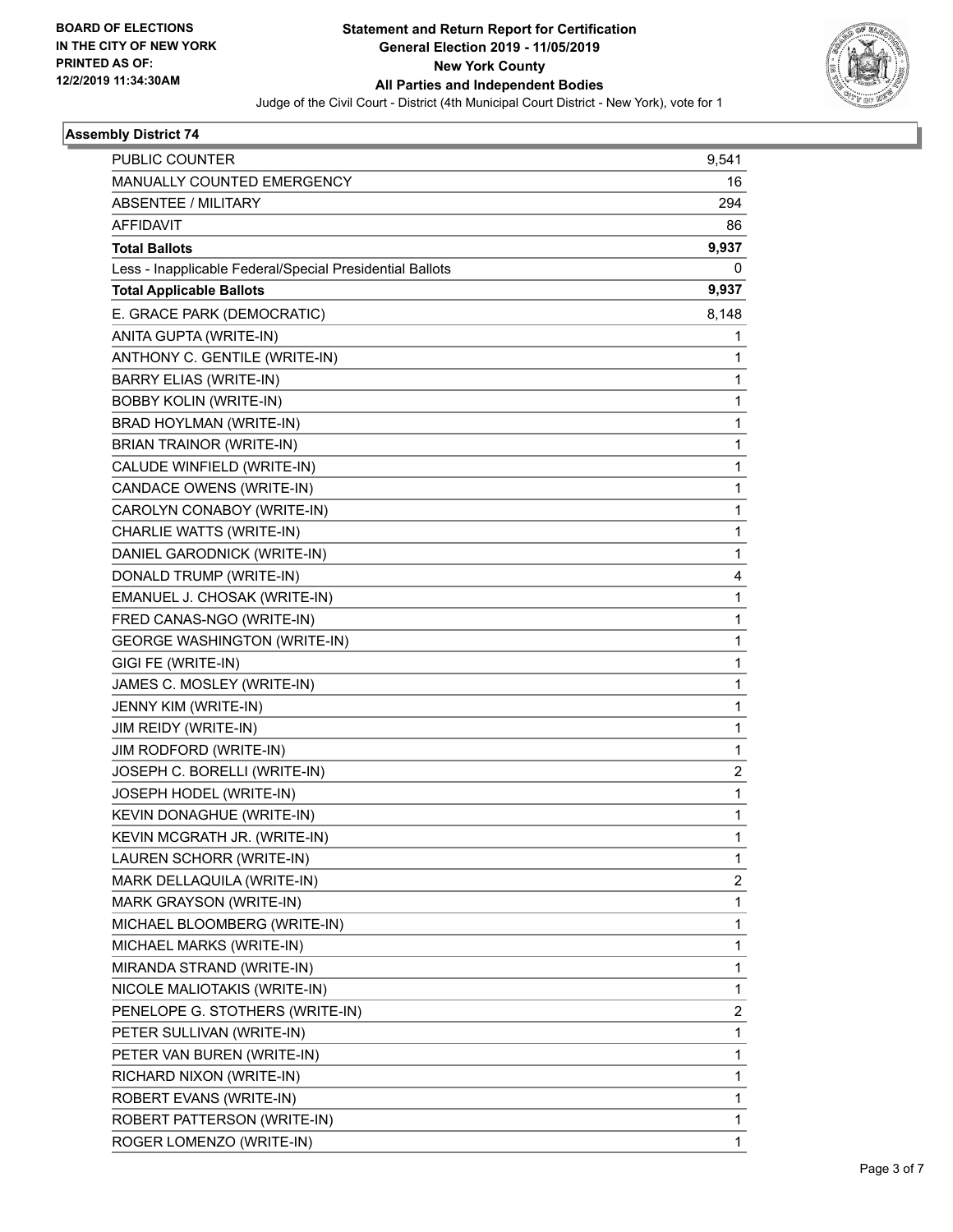BOARD OF ELECTIONS
IN THE CITY OF NEW YORK
PRINTED AS OF:
12/2/2019 11:34:30AM

**Statement and Return Report for Certification**
**General Election 2019 - 11/05/2019**
**New York County**
**All Parties and Independent Bodies**
Judge of the Civil Court - District (4th Municipal Court District - New York), vote for 1

### Assembly District 74

| | |
|---|---|
| PUBLIC COUNTER | 9,541 |
| MANUALLY COUNTED EMERGENCY | 16 |
| ABSENTEE / MILITARY | 294 |
| AFFIDAVIT | 86 |
| **Total Ballots** | **9,937** |
| Less - Inapplicable Federal/Special Presidential Ballots | 0 |
| **Total Applicable Ballots** | **9,937** |
| E. GRACE PARK (DEMOCRATIC) | 8,148 |
| ANITA GUPTA (WRITE-IN) | 1 |
| ANTHONY C. GENTILE (WRITE-IN) | 1 |
| BARRY ELIAS (WRITE-IN) | 1 |
| BOBBY KOLIN (WRITE-IN) | 1 |
| BRAD HOYLMAN (WRITE-IN) | 1 |
| BRIAN TRAINOR (WRITE-IN) | 1 |
| CALUDE WINFIELD (WRITE-IN) | 1 |
| CANDACE OWENS (WRITE-IN) | 1 |
| CAROLYN CONABOY (WRITE-IN) | 1 |
| CHARLIE WATTS (WRITE-IN) | 1 |
| DANIEL GARODNICK (WRITE-IN) | 1 |
| DONALD TRUMP (WRITE-IN) | 4 |
| EMANUEL J. CHOSAK (WRITE-IN) | 1 |
| FRED CANAS-NGO (WRITE-IN) | 1 |
| GEORGE WASHINGTON (WRITE-IN) | 1 |
| GIGI FE (WRITE-IN) | 1 |
| JAMES C. MOSLEY (WRITE-IN) | 1 |
| JENNY KIM (WRITE-IN) | 1 |
| JIM REIDY (WRITE-IN) | 1 |
| JIM RODFORD (WRITE-IN) | 1 |
| JOSEPH C. BORELLI (WRITE-IN) | 2 |
| JOSEPH HODEL (WRITE-IN) | 1 |
| KEVIN DONAGHUE (WRITE-IN) | 1 |
| KEVIN MCGRATH JR. (WRITE-IN) | 1 |
| LAUREN SCHORR (WRITE-IN) | 1 |
| MARK DELLAQUILA (WRITE-IN) | 2 |
| MARK GRAYSON (WRITE-IN) | 1 |
| MICHAEL BLOOMBERG (WRITE-IN) | 1 |
| MICHAEL MARKS (WRITE-IN) | 1 |
| MIRANDA STRAND (WRITE-IN) | 1 |
| NICOLE MALIOTAKIS (WRITE-IN) | 1 |
| PENELOPE G. STOTHERS (WRITE-IN) | 2 |
| PETER SULLIVAN (WRITE-IN) | 1 |
| PETER VAN BUREN (WRITE-IN) | 1 |
| RICHARD NIXON (WRITE-IN) | 1 |
| ROBERT EVANS (WRITE-IN) | 1 |
| ROBERT PATTERSON (WRITE-IN) | 1 |
| ROGER LOMENZO (WRITE-IN) | 1 |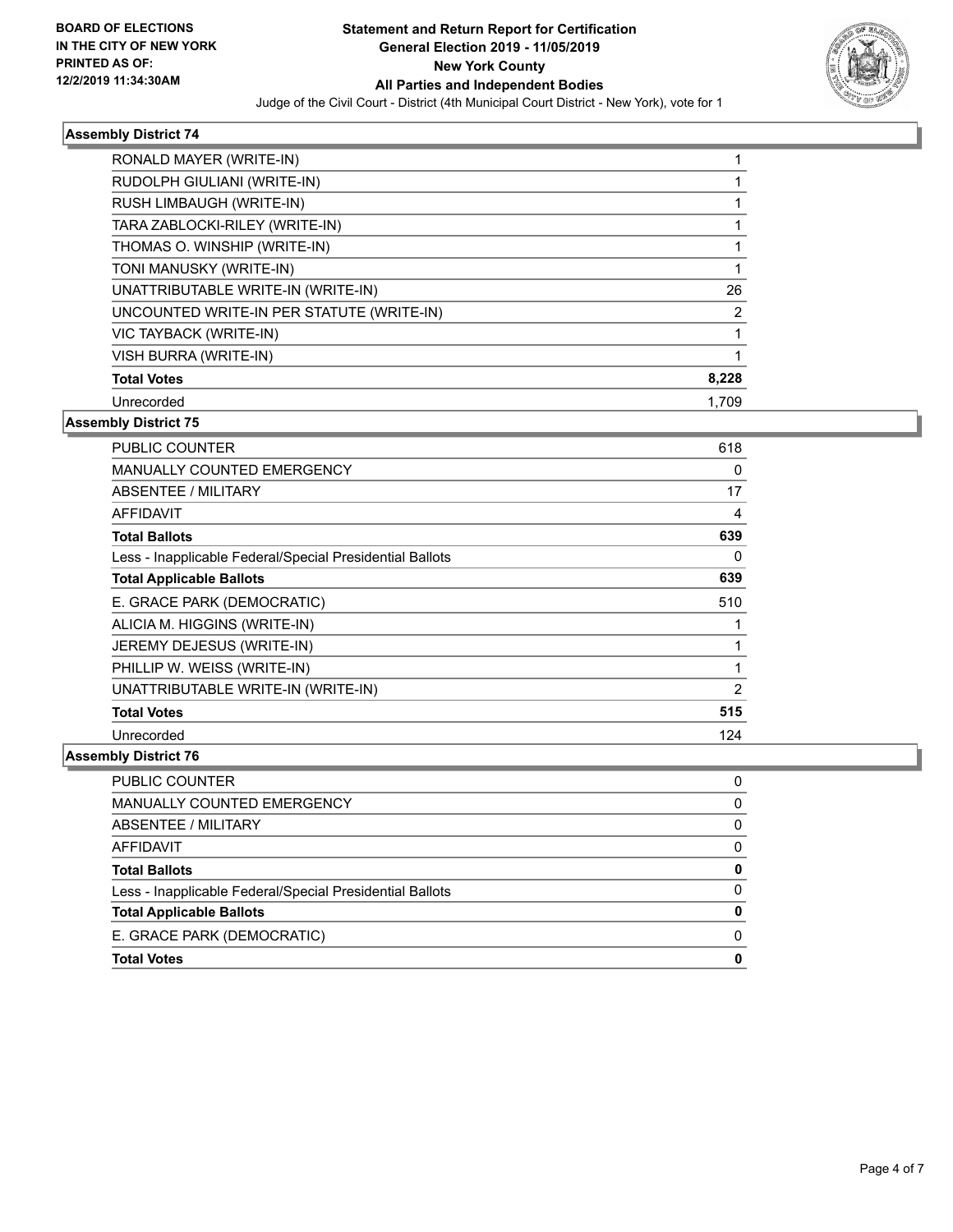**Statement and Return Report for Certification**
**General Election 2019 - 11/05/2019**
**New York County**
**All Parties and Independent Bodies**

Judge of the Civil Court - District (4th Municipal Court District - New York), vote for 1

BOARD OF ELECTIONS IN THE CITY OF NEW YORK
PRINTED AS OF: 12/2/2019 11:34:30AM

### Assembly District 74

| | |
|---|---|
| RONALD MAYER (WRITE-IN) | 1 |
| RUDOLPH GIULIANI (WRITE-IN) | 1 |
| RUSH LIMBAUGH (WRITE-IN) | 1 |
| TARA ZABLOCKI-RILEY (WRITE-IN) | 1 |
| THOMAS O. WINSHIP (WRITE-IN) | 1 |
| TONI MANUSKY (WRITE-IN) | 1 |
| UNATTRIBUTABLE WRITE-IN (WRITE-IN) | 26 |
| UNCOUNTED WRITE-IN PER STATUTE (WRITE-IN) | 2 |
| VIC TAYBACK (WRITE-IN) | 1 |
| VISH BURRA (WRITE-IN) | 1 |
| **Total Votes** | **8,228** |
| Unrecorded | 1,709 |

### Assembly District 75

| | |
|---|---|
| PUBLIC COUNTER | 618 |
| MANUALLY COUNTED EMERGENCY | 0 |
| ABSENTEE / MILITARY | 17 |
| AFFIDAVIT | 4 |
| **Total Ballots** | **639** |
| Less - Inapplicable Federal/Special Presidential Ballots | 0 |
| **Total Applicable Ballots** | **639** |
| E. GRACE PARK (DEMOCRATIC) | 510 |
| ALICIA M. HIGGINS (WRITE-IN) | 1 |
| JEREMY DEJESUS (WRITE-IN) | 1 |
| PHILLIP W. WEISS (WRITE-IN) | 1 |
| UNATTRIBUTABLE WRITE-IN (WRITE-IN) | 2 |
| **Total Votes** | **515** |
| Unrecorded | 124 |

### Assembly District 76

| | |
|---|---|
| PUBLIC COUNTER | 0 |
| MANUALLY COUNTED EMERGENCY | 0 |
| ABSENTEE / MILITARY | 0 |
| AFFIDAVIT | 0 |
| **Total Ballots** | **0** |
| Less - Inapplicable Federal/Special Presidential Ballots | 0 |
| **Total Applicable Ballots** | **0** |
| E. GRACE PARK (DEMOCRATIC) | 0 |
| **Total Votes** | **0** |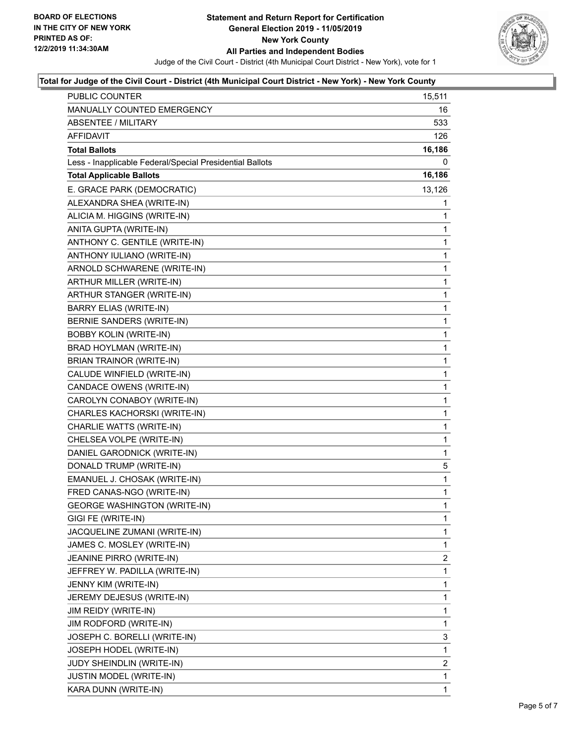**BOARD OF ELECTIONS IN THE CITY OF NEW YORK**
**PRINTED AS OF: 12/2/2019 11:34:30AM**

# Statement and Return Report for Certification
## General Election 2019 - 11/05/2019
## New York County
## All Parties and Independent Bodies

Judge of the Civil Court - District (4th Municipal Court District - New York), vote for 1

### Total for Judge of the Civil Court - District (4th Municipal Court District - New York) - New York County

| | |
|---|---|
| PUBLIC COUNTER | 15,511 |
| MANUALLY COUNTED EMERGENCY | 16 |
| ABSENTEE / MILITARY | 533 |
| AFFIDAVIT | 126 |
| **Total Ballots** | **16,186** |
| Less - Inapplicable Federal/Special Presidential Ballots | 0 |
| **Total Applicable Ballots** | **16,186** |
| E. GRACE PARK (DEMOCRATIC) | 13,126 |
| ALEXANDRA SHEA (WRITE-IN) | 1 |
| ALICIA M. HIGGINS (WRITE-IN) | 1 |
| ANITA GUPTA (WRITE-IN) | 1 |
| ANTHONY C. GENTILE (WRITE-IN) | 1 |
| ANTHONY IULIANO (WRITE-IN) | 1 |
| ARNOLD SCHWARENE (WRITE-IN) | 1 |
| ARTHUR MILLER (WRITE-IN) | 1 |
| ARTHUR STANGER (WRITE-IN) | 1 |
| BARRY ELIAS (WRITE-IN) | 1 |
| BERNIE SANDERS (WRITE-IN) | 1 |
| BOBBY KOLIN (WRITE-IN) | 1 |
| BRAD HOYLMAN (WRITE-IN) | 1 |
| BRIAN TRAINOR (WRITE-IN) | 1 |
| CALUDE WINFIELD (WRITE-IN) | 1 |
| CANDACE OWENS (WRITE-IN) | 1 |
| CAROLYN CONABOY (WRITE-IN) | 1 |
| CHARLES KACHORSKI (WRITE-IN) | 1 |
| CHARLIE WATTS (WRITE-IN) | 1 |
| CHELSEA VOLPE (WRITE-IN) | 1 |
| DANIEL GARODNICK (WRITE-IN) | 1 |
| DONALD TRUMP (WRITE-IN) | 5 |
| EMANUEL J. CHOSAK (WRITE-IN) | 1 |
| FRED CANAS-NGO (WRITE-IN) | 1 |
| GEORGE WASHINGTON (WRITE-IN) | 1 |
| GIGI FE (WRITE-IN) | 1 |
| JACQUELINE ZUMANI (WRITE-IN) | 1 |
| JAMES C. MOSLEY (WRITE-IN) | 1 |
| JEANINE PIRRO (WRITE-IN) | 2 |
| JEFFREY W. PADILLA (WRITE-IN) | 1 |
| JENNY KIM (WRITE-IN) | 1 |
| JEREMY DEJESUS (WRITE-IN) | 1 |
| JIM REIDY (WRITE-IN) | 1 |
| JIM RODFORD (WRITE-IN) | 1 |
| JOSEPH C. BORELLI (WRITE-IN) | 3 |
| JOSEPH HODEL (WRITE-IN) | 1 |
| JUDY SHEINDLIN (WRITE-IN) | 2 |
| JUSTIN MODEL (WRITE-IN) | 1 |
| KARA DUNN (WRITE-IN) | 1 |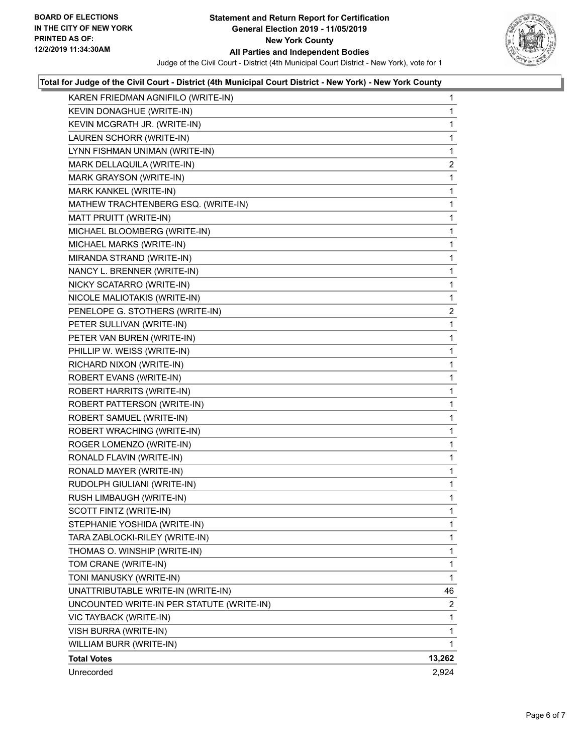**BOARD OF ELECTIONS IN THE CITY OF NEW YORK PRINTED AS OF: 12/2/2019 11:34:30AM**

# Statement and Return Report for Certification
## General Election 2019 - 11/05/2019
## New York County
## All Parties and Independent Bodies

Judge of the Civil Court - District (4th Municipal Court District - New York), vote for 1

### Total for Judge of the Civil Court - District (4th Municipal Court District - New York) - New York County

| Candidate | Votes |
|---|---|
| KAREN FRIEDMAN AGNIFILO (WRITE-IN) | 1 |
| KEVIN DONAGHUE (WRITE-IN) | 1 |
| KEVIN MCGRATH JR. (WRITE-IN) | 1 |
| LAUREN SCHORR (WRITE-IN) | 1 |
| LYNN FISHMAN UNIMAN (WRITE-IN) | 1 |
| MARK DELLAQUILA (WRITE-IN) | 2 |
| MARK GRAYSON (WRITE-IN) | 1 |
| MARK KANKEL (WRITE-IN) | 1 |
| MATHEW TRACHTENBERG ESQ. (WRITE-IN) | 1 |
| MATT PRUITT (WRITE-IN) | 1 |
| MICHAEL BLOOMBERG (WRITE-IN) | 1 |
| MICHAEL MARKS (WRITE-IN) | 1 |
| MIRANDA STRAND (WRITE-IN) | 1 |
| NANCY L. BRENNER (WRITE-IN) | 1 |
| NICKY SCATARRO (WRITE-IN) | 1 |
| NICOLE MALIOTAKIS (WRITE-IN) | 1 |
| PENELOPE G. STOTHERS (WRITE-IN) | 2 |
| PETER SULLIVAN (WRITE-IN) | 1 |
| PETER VAN BUREN (WRITE-IN) | 1 |
| PHILLIP W. WEISS (WRITE-IN) | 1 |
| RICHARD NIXON (WRITE-IN) | 1 |
| ROBERT EVANS (WRITE-IN) | 1 |
| ROBERT HARRITS (WRITE-IN) | 1 |
| ROBERT PATTERSON (WRITE-IN) | 1 |
| ROBERT SAMUEL (WRITE-IN) | 1 |
| ROBERT WRACHING (WRITE-IN) | 1 |
| ROGER LOMENZO (WRITE-IN) | 1 |
| RONALD FLAVIN (WRITE-IN) | 1 |
| RONALD MAYER (WRITE-IN) | 1 |
| RUDOLPH GIULIANI (WRITE-IN) | 1 |
| RUSH LIMBAUGH (WRITE-IN) | 1 |
| SCOTT FINTZ (WRITE-IN) | 1 |
| STEPHANIE YOSHIDA (WRITE-IN) | 1 |
| TARA ZABLOCKI-RILEY (WRITE-IN) | 1 |
| THOMAS O. WINSHIP (WRITE-IN) | 1 |
| TOM CRANE (WRITE-IN) | 1 |
| TONI MANUSKY (WRITE-IN) | 1 |
| UNATTRIBUTABLE WRITE-IN (WRITE-IN) | 46 |
| UNCOUNTED WRITE-IN PER STATUTE (WRITE-IN) | 2 |
| VIC TAYBACK (WRITE-IN) | 1 |
| VISH BURRA (WRITE-IN) | 1 |
| WILLIAM BURR (WRITE-IN) | 1 |
| **Total Votes** | **13,262** |
| Unrecorded | 2,924 |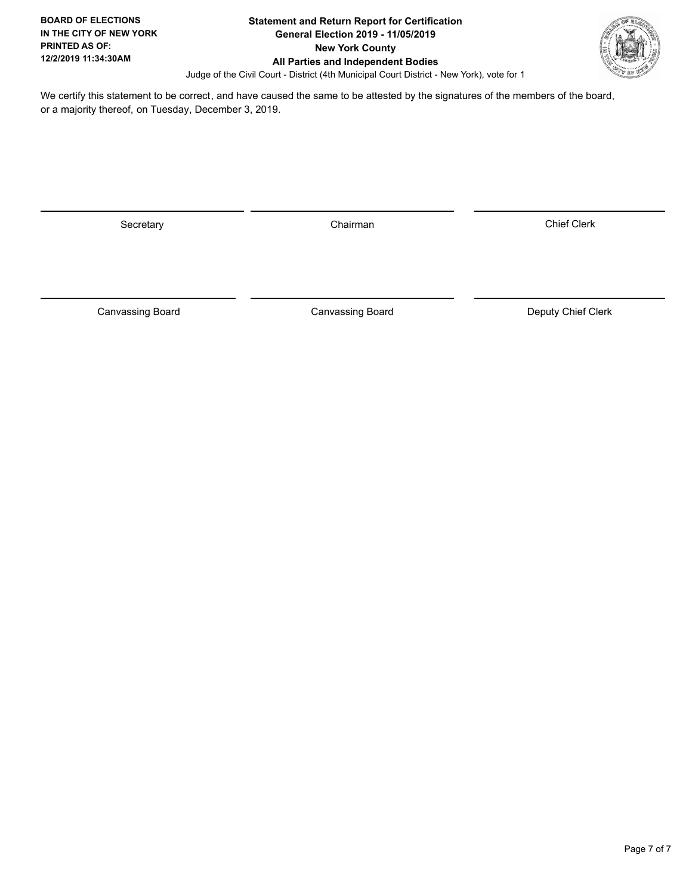We certify this statement to be correct, and have caused the same to be attested by the signatures of the members of the board, or a majority thereof, on Tuesday, December 3, 2019.

| | | |
|---|---|---|
| Secretary | Chairman | Chief Clerk |
| Canvassing Board | Canvassing Board | Deputy Chief Clerk |